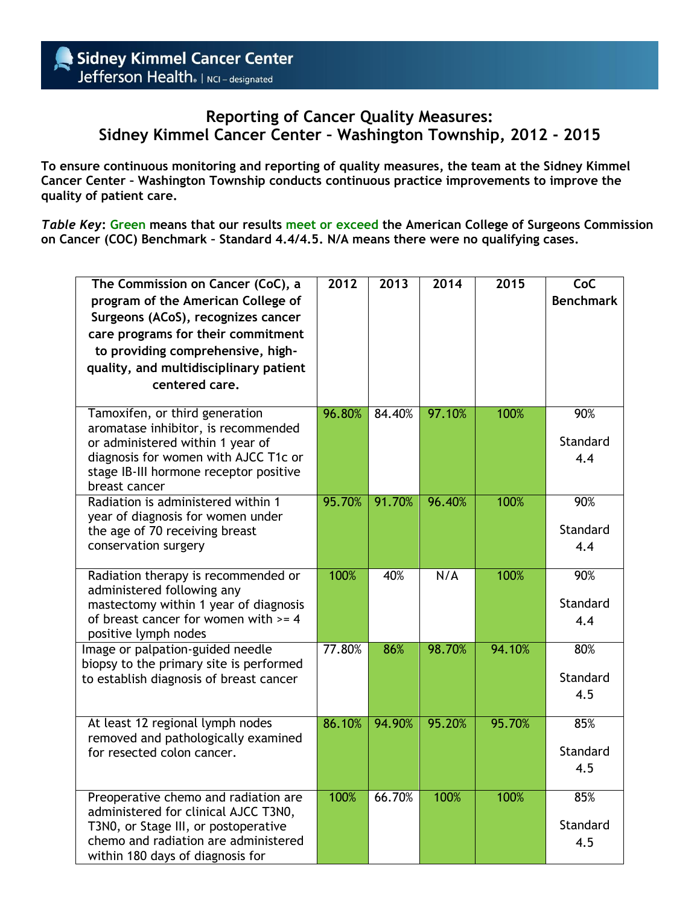Sidney Kimmel Cancer Center
Jefferson Health | NCI – designated

# Reporting of Cancer Quality Measures: Sidney Kimmel Cancer Center – Washington Township, 2012 - 2015

**To ensure continuous monitoring and reporting of quality measures, the team at the Sidney Kimmel Cancer Center – Washington Township conducts continuous practice improvements to improve the quality of patient care.**

***Table Key*: Green means that our results meet or exceed the American College of Surgeons Commission on Cancer (COC) Benchmark – Standard 4.4/4.5. N/A means there were no qualifying cases.**

| The Commission on Cancer (CoC), a program of the American College of Surgeons (ACoS), recognizes cancer care programs for their commitment to providing comprehensive, high-quality, and multidisciplinary patient centered care. | 2012 | 2013 | 2014 | 2015 | CoC Benchmark |
|---|---|---|---|---|---|
| Tamoxifen, or third generation aromatase inhibitor, is recommended or administered within 1 year of diagnosis for women with AJCC T1c or stage IB-III hormone receptor positive breast cancer | 96.80% | 84.40% | 97.10% | 100% | 90% Standard 4.4 |
| Radiation is administered within 1 year of diagnosis for women under the age of 70 receiving breast conservation surgery | 95.70% | 91.70% | 96.40% | 100% | 90% Standard 4.4 |
| Radiation therapy is recommended or administered following any mastectomy within 1 year of diagnosis of breast cancer for women with >= 4 positive lymph nodes | 100% | 40% | N/A | 100% | 90% Standard 4.4 |
| Image or palpation-guided needle biopsy to the primary site is performed to establish diagnosis of breast cancer | 77.80% | 86% | 98.70% | 94.10% | 80% Standard 4.5 |
| At least 12 regional lymph nodes removed and pathologically examined for resected colon cancer. | 86.10% | 94.90% | 95.20% | 95.70% | 85% Standard 4.5 |
| Preoperative chemo and radiation are administered for clinical AJCC T3N0, T3N0, or Stage III, or postoperative chemo and radiation are administered within 180 days of diagnosis for | 100% | 66.70% | 100% | 100% | 85% Standard 4.5 |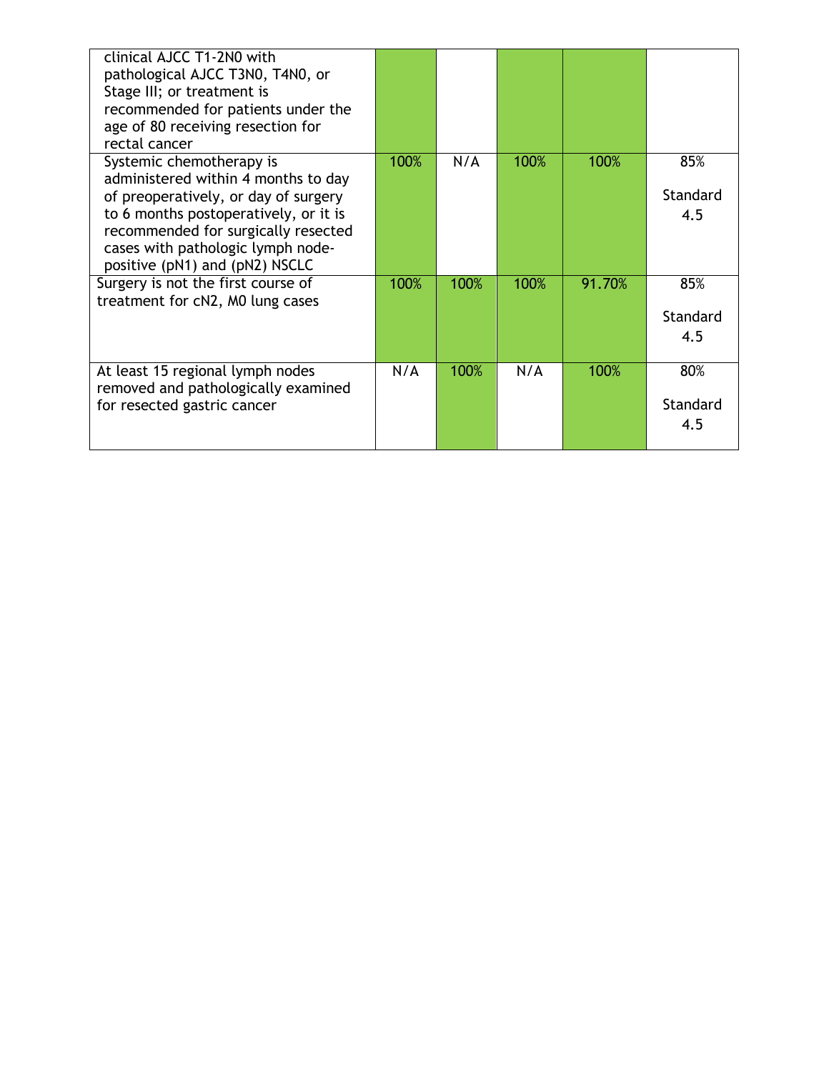| | | | | | |
|---|---|---|---|---|---|
| clinical AJCC T1-2N0 with pathological AJCC T3N0, T4N0, or Stage III; or treatment is recommended for patients under the age of 80 receiving resection for rectal cancer | | | | | |
| Systemic chemotherapy is administered within 4 months to day of preoperatively, or day of surgery to 6 months postoperatively, or it is recommended for surgically resected cases with pathologic lymph node-positive (pN1) and (pN2) NSCLC | 100% | N/A | 100% | 100% | 85% Standard 4.5 |
| Surgery is not the first course of treatment for cN2, M0 lung cases | 100% | 100% | 100% | 91.70% | 85% Standard 4.5 |
| At least 15 regional lymph nodes removed and pathologically examined for resected gastric cancer | N/A | 100% | N/A | 100% | 80% Standard 4.5 |